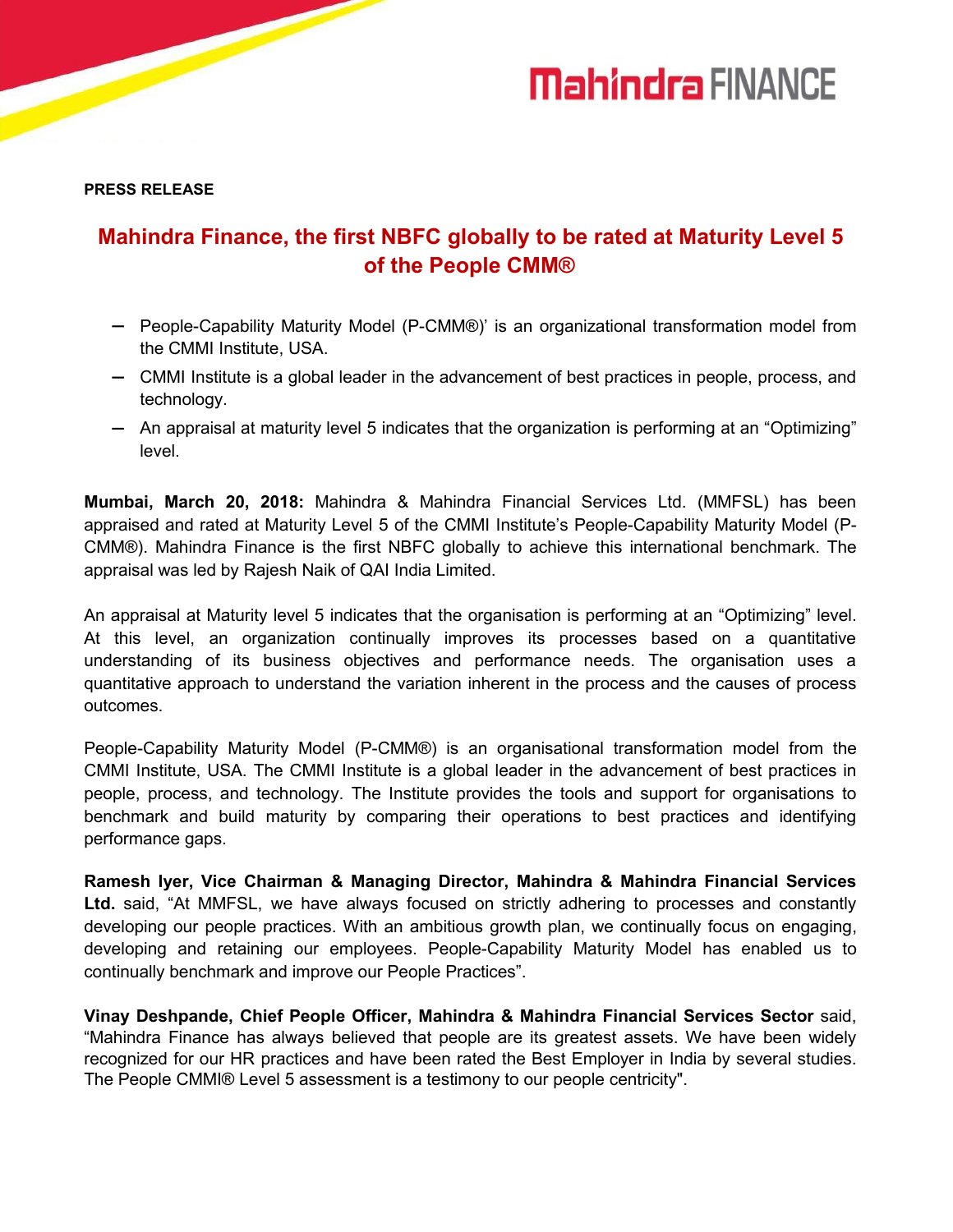Mahindra FINANCE

**PRESS RELEASE**

# Mahindra Finance, the first NBFC globally to be rated at Maturity Level 5 of the People CMM®

- People-Capability Maturity Model (P-CMM®)' is an organizational transformation model from the CMMI Institute, USA.
- CMMI Institute is a global leader in the advancement of best practices in people, process, and technology.
- An appraisal at maturity level 5 indicates that the organization is performing at an "Optimizing" level.

**Mumbai, March 20, 2018:** Mahindra & Mahindra Financial Services Ltd. (MMFSL) has been appraised and rated at Maturity Level 5 of the CMMI Institute's People-Capability Maturity Model (P-CMM®). Mahindra Finance is the first NBFC globally to achieve this international benchmark. The appraisal was led by Rajesh Naik of QAI India Limited.

An appraisal at Maturity level 5 indicates that the organisation is performing at an "Optimizing" level. At this level, an organization continually improves its processes based on a quantitative understanding of its business objectives and performance needs. The organisation uses a quantitative approach to understand the variation inherent in the process and the causes of process outcomes.

People-Capability Maturity Model (P-CMM®) is an organisational transformation model from the CMMI Institute, USA. The CMMI Institute is a global leader in the advancement of best practices in people, process, and technology. The Institute provides the tools and support for organisations to benchmark and build maturity by comparing their operations to best practices and identifying performance gaps.

**Ramesh Iyer, Vice Chairman & Managing Director, Mahindra & Mahindra Financial Services Ltd.** said, "At MMFSL, we have always focused on strictly adhering to processes and constantly developing our people practices. With an ambitious growth plan, we continually focus on engaging, developing and retaining our employees. People-Capability Maturity Model has enabled us to continually benchmark and improve our People Practices".

**Vinay Deshpande, Chief People Officer, Mahindra & Mahindra Financial Services Sector** said, "Mahindra Finance has always believed that people are its greatest assets. We have been widely recognized for our HR practices and have been rated the Best Employer in India by several studies. The People CMMI® Level 5 assessment is a testimony to our people centricity".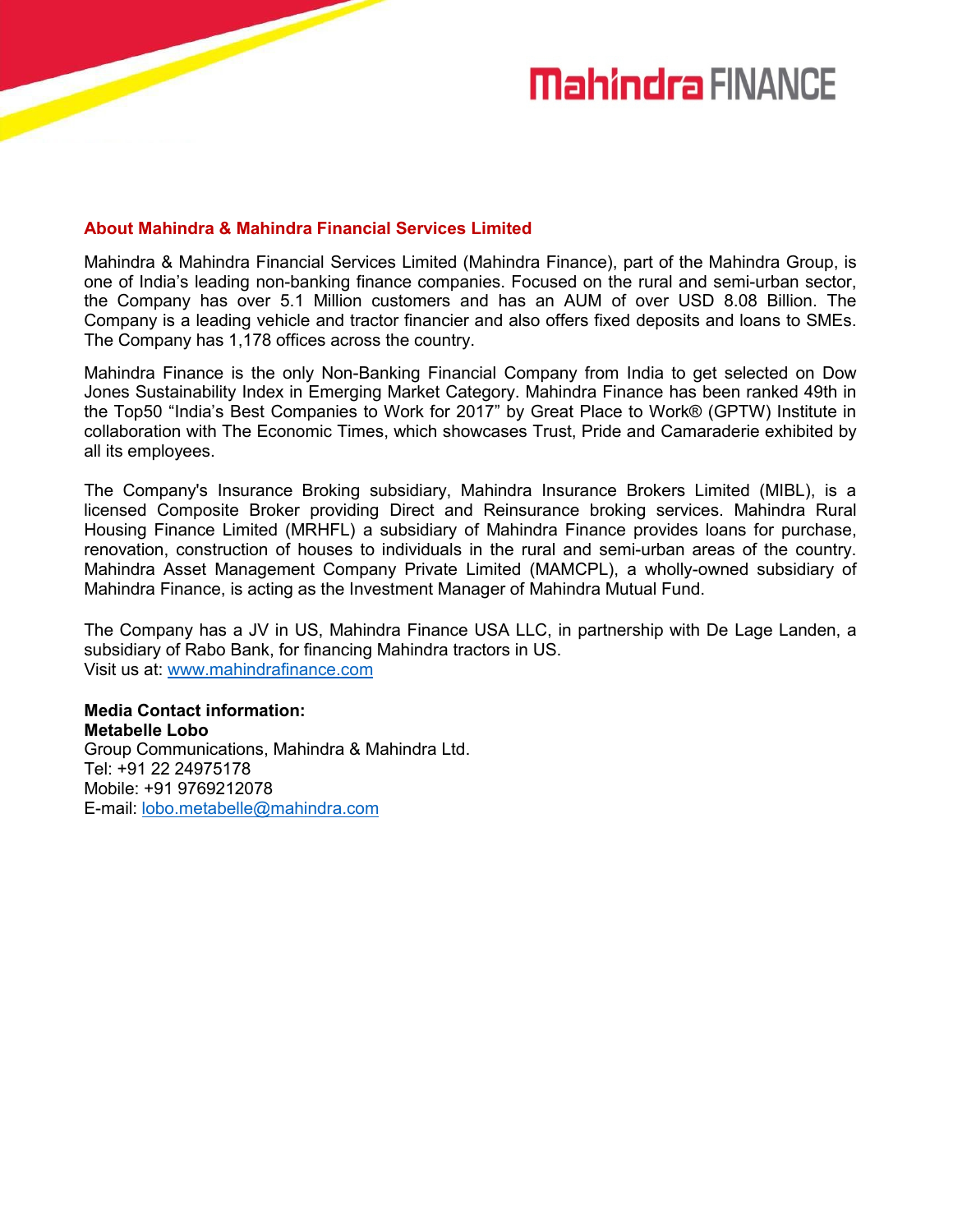## About Mahindra & Mahindra Financial Services Limited

Mahindra & Mahindra Financial Services Limited (Mahindra Finance), part of the Mahindra Group, is one of India's leading non-banking finance companies. Focused on the rural and semi-urban sector, the Company has over 5.1 Million customers and has an AUM of over USD 8.08 Billion. The Company is a leading vehicle and tractor financier and also offers fixed deposits and loans to SMEs. The Company has 1,178 offices across the country.

Mahindra Finance is the only Non-Banking Financial Company from India to get selected on Dow Jones Sustainability Index in Emerging Market Category. Mahindra Finance has been ranked 49th in the Top50 "India's Best Companies to Work for 2017" by Great Place to Work® (GPTW) Institute in collaboration with The Economic Times, which showcases Trust, Pride and Camaraderie exhibited by all its employees.

The Company's Insurance Broking subsidiary, Mahindra Insurance Brokers Limited (MIBL), is a licensed Composite Broker providing Direct and Reinsurance broking services. Mahindra Rural Housing Finance Limited (MRHFL) a subsidiary of Mahindra Finance provides loans for purchase, renovation, construction of houses to individuals in the rural and semi-urban areas of the country. Mahindra Asset Management Company Private Limited (MAMCPL), a wholly-owned subsidiary of Mahindra Finance, is acting as the Investment Manager of Mahindra Mutual Fund.

The Company has a JV in US, Mahindra Finance USA LLC, in partnership with De Lage Landen, a subsidiary of Rabo Bank, for financing Mahindra tractors in US.
Visit us at: [www.mahindrafinance.com](http://www.mahindrafinance.com)

**Media Contact information:**
**Metabelle Lobo**
Group Communications, Mahindra & Mahindra Ltd.
Tel: +91 22 24975178
Mobile: +91 9769212078
E-mail: [lobo.metabelle@mahindra.com](mailto:lobo.metabelle@mahindra.com)